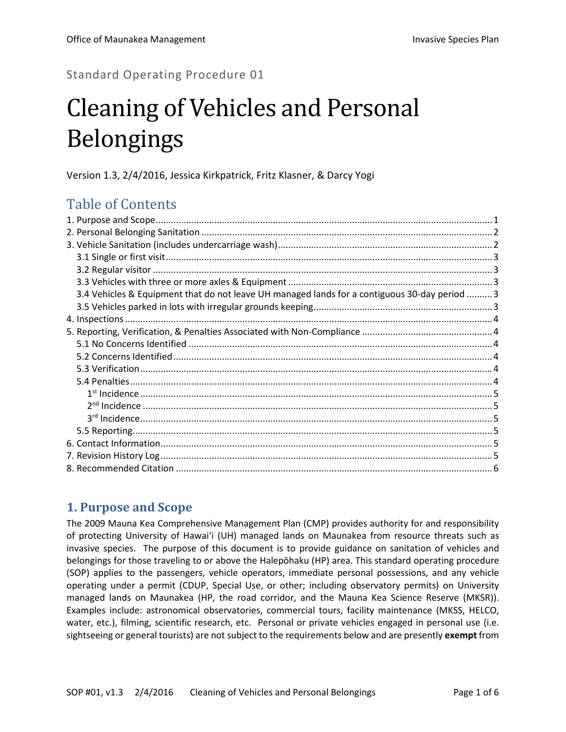Standard Operating Procedure 01

# Cleaning of Vehicles and Personal Belongings

Version 1.3, 2/4/2016, Jessica Kirkpatrick, Fritz Klasner, & Darcy Yogi

## Table of Contents

1. Purpose and Scope ..... 1
2. Personal Belonging Sanitation ..... 2
3. Vehicle Sanitation (includes undercarriage wash) ..... 2
   - 3.1 Single or first visit ..... 3
   - 3.2 Regular visitor ..... 3
   - 3.3 Vehicles with three or more axles & Equipment ..... 3
   - 3.4 Vehicles & Equipment that do not leave UH managed lands for a contiguous 30-day period ..... 3
   - 3.5 Vehicles parked in lots with irregular grounds keeping ..... 3
4. Inspections ..... 4
5. Reporting, Verification, & Penalties Associated with Non-Compliance ..... 4
   - 5.1 No Concerns Identified ..... 4
   - 5.2 Concerns Identified ..... 4
   - 5.3 Verification ..... 4
   - 5.4 Penalties ..... 4
     - 1st Incidence ..... 5
     - 2nd Incidence ..... 5
     - 3rd Incidence ..... 5
   - 5.5 Reporting ..... 5
6. Contact Information ..... 5
7. Revision History Log ..... 5
8. Recommended Citation ..... 6

## 1. Purpose and Scope

The 2009 Mauna Kea Comprehensive Management Plan (CMP) provides authority for and responsibility of protecting University of Hawaiʻi (UH) managed lands on Maunakea from resource threats such as invasive species. The purpose of this document is to provide guidance on sanitation of vehicles and belongings for those traveling to or above the Halepōhaku (HP) area. This standard operating procedure (SOP) applies to the passengers, vehicle operators, immediate personal possessions, and any vehicle operating under a permit (CDUP, Special Use, or other; including observatory permits) on University managed lands on Maunakea (HP, the road corridor, and the Mauna Kea Science Reserve (MKSR)). Examples include: astronomical observatories, commercial tours, facility maintenance (MKSS, HELCO, water, etc.), filming, scientific research, etc. Personal or private vehicles engaged in personal use (i.e. sightseeing or general tourists) are not subject to the requirements below and are presently **exempt** from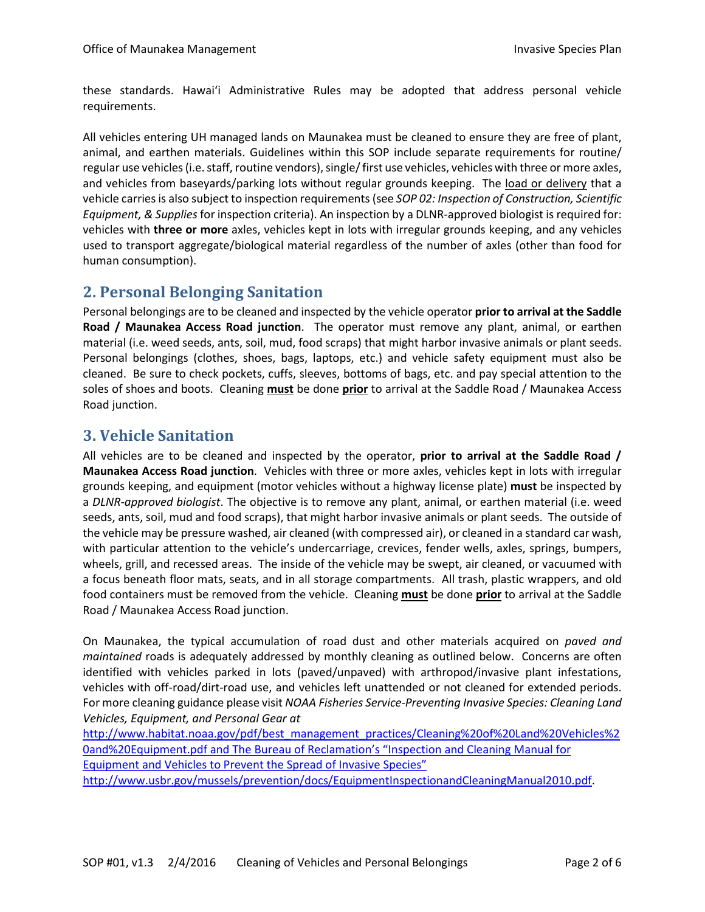these standards. Hawai'i Administrative Rules may be adopted that address personal vehicle requirements.

All vehicles entering UH managed lands on Maunakea must be cleaned to ensure they are free of plant, animal, and earthen materials. Guidelines within this SOP include separate requirements for routine/ regular use vehicles (i.e. staff, routine vendors), single/ first use vehicles, vehicles with three or more axles, and vehicles from baseyards/parking lots without regular grounds keeping. The <u>load or delivery</u> that a vehicle carries is also subject to inspection requirements (see *SOP 02: Inspection of Construction, Scientific Equipment, & Supplies* for inspection criteria). An inspection by a DLNR-approved biologist is required for: vehicles with **three or more** axles, vehicles kept in lots with irregular grounds keeping, and any vehicles used to transport aggregate/biological material regardless of the number of axles (other than food for human consumption).

## 2. Personal Belonging Sanitation

Personal belongings are to be cleaned and inspected by the vehicle operator **prior to arrival at the Saddle Road / Maunakea Access Road junction**. The operator must remove any plant, animal, or earthen material (i.e. weed seeds, ants, soil, mud, food scraps) that might harbor invasive animals or plant seeds. Personal belongings (clothes, shoes, bags, laptops, etc.) and vehicle safety equipment must also be cleaned. Be sure to check pockets, cuffs, sleeves, bottoms of bags, etc. and pay special attention to the soles of shoes and boots. Cleaning <u>**must**</u> be done <u>**prior**</u> to arrival at the Saddle Road / Maunakea Access Road junction.

## 3. Vehicle Sanitation

All vehicles are to be cleaned and inspected by the operator, **prior to arrival at the Saddle Road / Maunakea Access Road junction**. Vehicles with three or more axles, vehicles kept in lots with irregular grounds keeping, and equipment (motor vehicles without a highway license plate) **must** be inspected by a *DLNR-approved biologist*. The objective is to remove any plant, animal, or earthen material (i.e. weed seeds, ants, soil, mud and food scraps), that might harbor invasive animals or plant seeds. The outside of the vehicle may be pressure washed, air cleaned (with compressed air), or cleaned in a standard car wash, with particular attention to the vehicle's undercarriage, crevices, fender wells, axles, springs, bumpers, wheels, grill, and recessed areas. The inside of the vehicle may be swept, air cleaned, or vacuumed with a focus beneath floor mats, seats, and in all storage compartments. All trash, plastic wrappers, and old food containers must be removed from the vehicle. Cleaning <u>**must**</u> be done <u>**prior**</u> to arrival at the Saddle Road / Maunakea Access Road junction.

On Maunakea, the typical accumulation of road dust and other materials acquired on *paved and maintained* roads is adequately addressed by monthly cleaning as outlined below. Concerns are often identified with vehicles parked in lots (paved/unpaved) with arthropod/invasive plant infestations, vehicles with off-road/dirt-road use, and vehicles left unattended or not cleaned for extended periods. For more cleaning guidance please visit *NOAA Fisheries Service-Preventing Invasive Species: Cleaning Land Vehicles, Equipment, and Personal Gear at* http://www.habitat.noaa.gov/pdf/best_management_practices/Cleaning%20of%20Land%20Vehicles%20and%20Equipment.pdf and The Bureau of Reclamation's "Inspection and Cleaning Manual for Equipment and Vehicles to Prevent the Spread of Invasive Species" http://www.usbr.gov/mussels/prevention/docs/EquipmentInspectionandCleaningManual2010.pdf.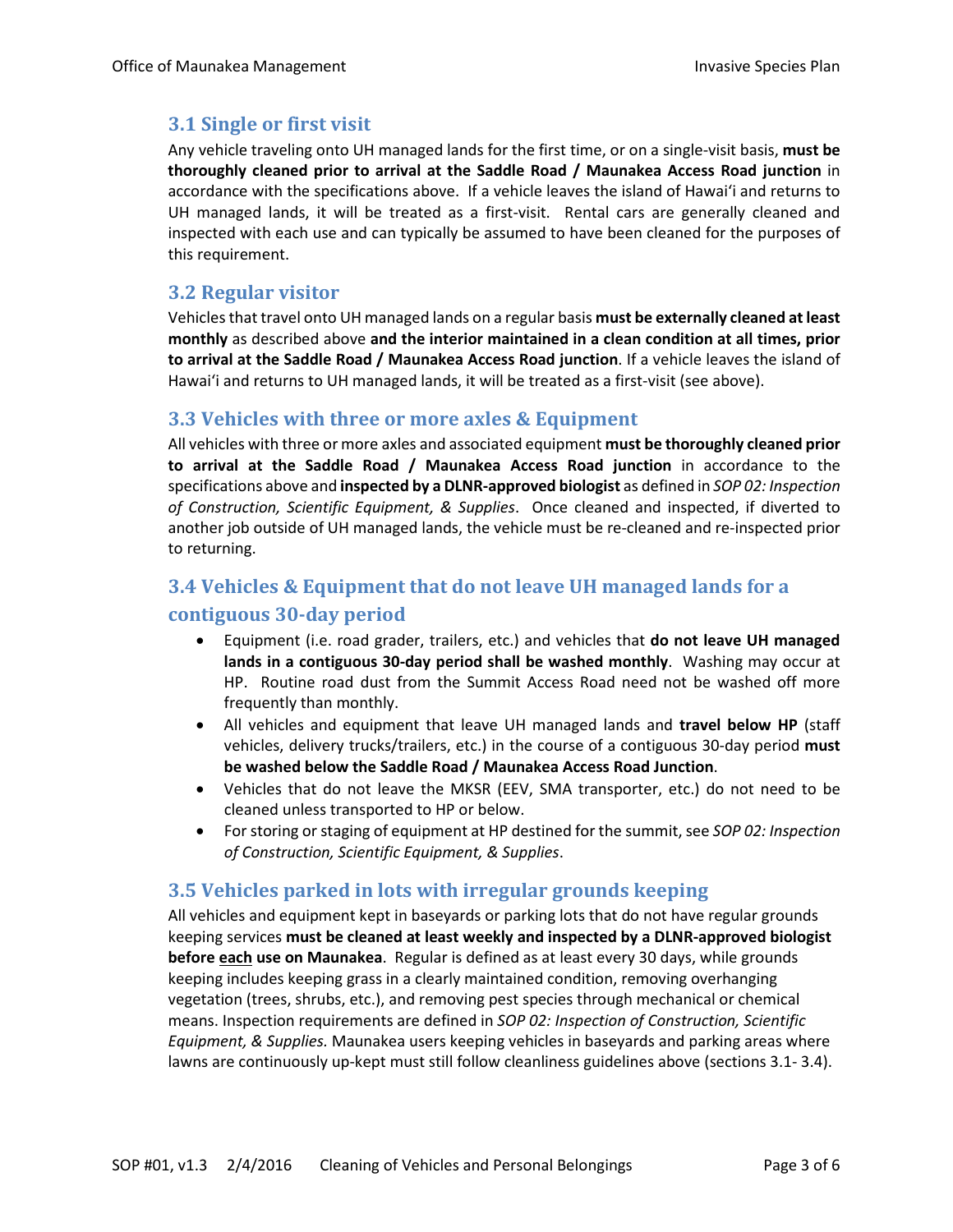## 3.1 Single or first visit

Any vehicle traveling onto UH managed lands for the first time, or on a single-visit basis, **must be thoroughly cleaned prior to arrival at the Saddle Road / Maunakea Access Road junction** in accordance with the specifications above. If a vehicle leaves the island of Hawaiʻi and returns to UH managed lands, it will be treated as a first-visit. Rental cars are generally cleaned and inspected with each use and can typically be assumed to have been cleaned for the purposes of this requirement.

## 3.2 Regular visitor

Vehicles that travel onto UH managed lands on a regular basis **must be externally cleaned at least monthly** as described above **and the interior maintained in a clean condition at all times, prior to arrival at the Saddle Road / Maunakea Access Road junction**. If a vehicle leaves the island of Hawaiʻi and returns to UH managed lands, it will be treated as a first-visit (see above).

## 3.3 Vehicles with three or more axles & Equipment

All vehicles with three or more axles and associated equipment **must be thoroughly cleaned prior to arrival at the Saddle Road / Maunakea Access Road junction** in accordance to the specifications above and **inspected by a DLNR-approved biologist** as defined in *SOP 02: Inspection of Construction, Scientific Equipment, & Supplies*. Once cleaned and inspected, if diverted to another job outside of UH managed lands, the vehicle must be re-cleaned and re-inspected prior to returning.

## 3.4 Vehicles & Equipment that do not leave UH managed lands for a contiguous 30-day period

- Equipment (i.e. road grader, trailers, etc.) and vehicles that **do not leave UH managed lands in a contiguous 30-day period shall be washed monthly**. Washing may occur at HP. Routine road dust from the Summit Access Road need not be washed off more frequently than monthly.
- All vehicles and equipment that leave UH managed lands and **travel below HP** (staff vehicles, delivery trucks/trailers, etc.) in the course of a contiguous 30-day period **must be washed below the Saddle Road / Maunakea Access Road Junction**.
- Vehicles that do not leave the MKSR (EEV, SMA transporter, etc.) do not need to be cleaned unless transported to HP or below.
- For storing or staging of equipment at HP destined for the summit, see *SOP 02: Inspection of Construction, Scientific Equipment, & Supplies*.

## 3.5 Vehicles parked in lots with irregular grounds keeping

All vehicles and equipment kept in baseyards or parking lots that do not have regular grounds keeping services **must be cleaned at least weekly and inspected by a DLNR-approved biologist before <u>each</u> use on Maunakea**. Regular is defined as at least every 30 days, while grounds keeping includes keeping grass in a clearly maintained condition, removing overhanging vegetation (trees, shrubs, etc.), and removing pest species through mechanical or chemical means. Inspection requirements are defined in *SOP 02: Inspection of Construction, Scientific Equipment, & Supplies.* Maunakea users keeping vehicles in baseyards and parking areas where lawns are continuously up-kept must still follow cleanliness guidelines above (sections 3.1- 3.4).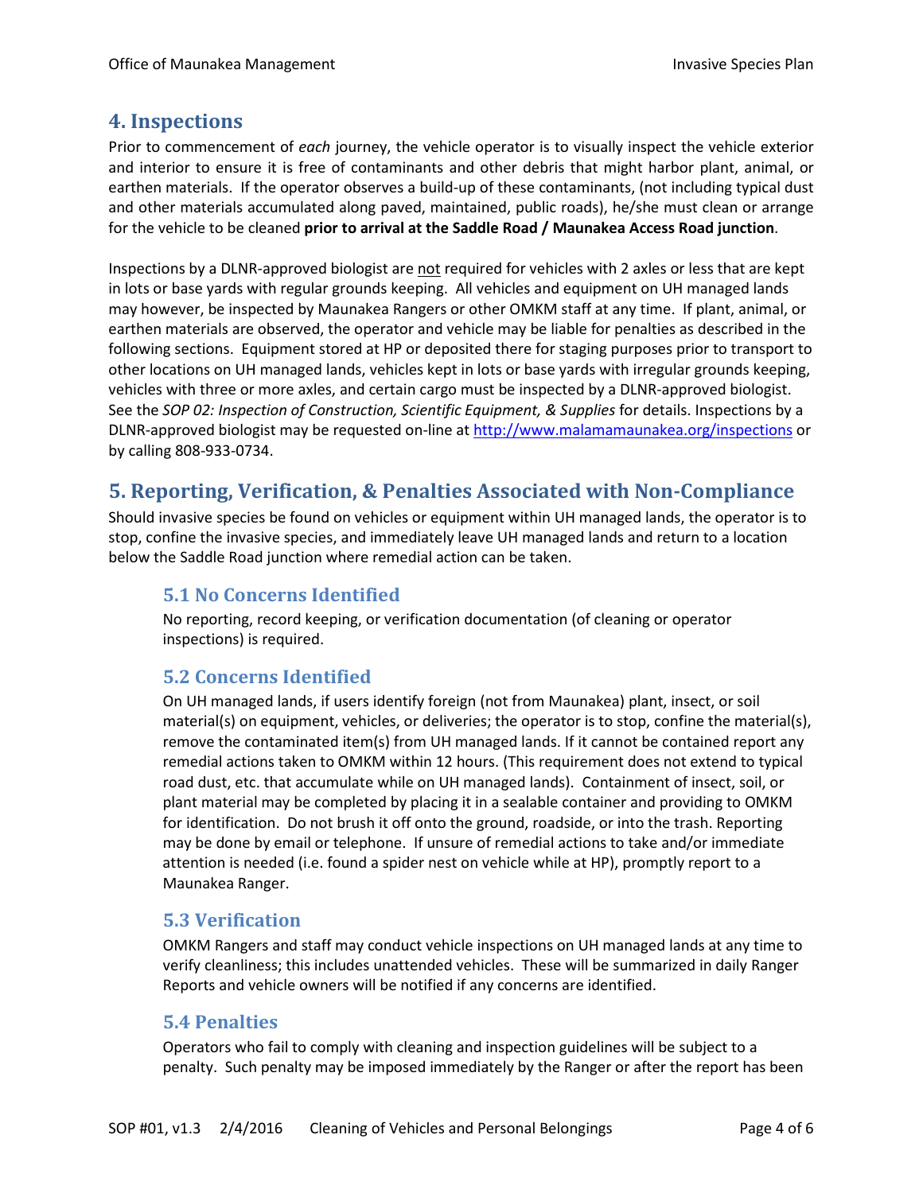## 4. Inspections

Prior to commencement of *each* journey, the vehicle operator is to visually inspect the vehicle exterior and interior to ensure it is free of contaminants and other debris that might harbor plant, animal, or earthen materials. If the operator observes a build-up of these contaminants, (not including typical dust and other materials accumulated along paved, maintained, public roads), he/she must clean or arrange for the vehicle to be cleaned **prior to arrival at the Saddle Road / Maunakea Access Road junction**.

Inspections by a DLNR-approved biologist are not required for vehicles with 2 axles or less that are kept in lots or base yards with regular grounds keeping. All vehicles and equipment on UH managed lands may however, be inspected by Maunakea Rangers or other OMKM staff at any time. If plant, animal, or earthen materials are observed, the operator and vehicle may be liable for penalties as described in the following sections. Equipment stored at HP or deposited there for staging purposes prior to transport to other locations on UH managed lands, vehicles kept in lots or base yards with irregular grounds keeping, vehicles with three or more axles, and certain cargo must be inspected by a DLNR-approved biologist. See the *SOP 02: Inspection of Construction, Scientific Equipment, & Supplies* for details. Inspections by a DLNR-approved biologist may be requested on-line at http://www.malamamaunakea.org/inspections or by calling 808-933-0734.

## 5. Reporting, Verification, & Penalties Associated with Non-Compliance

Should invasive species be found on vehicles or equipment within UH managed lands, the operator is to stop, confine the invasive species, and immediately leave UH managed lands and return to a location below the Saddle Road junction where remedial action can be taken.

### 5.1 No Concerns Identified

No reporting, record keeping, or verification documentation (of cleaning or operator inspections) is required.

### 5.2 Concerns Identified

On UH managed lands, if users identify foreign (not from Maunakea) plant, insect, or soil material(s) on equipment, vehicles, or deliveries; the operator is to stop, confine the material(s), remove the contaminated item(s) from UH managed lands. If it cannot be contained report any remedial actions taken to OMKM within 12 hours. (This requirement does not extend to typical road dust, etc. that accumulate while on UH managed lands). Containment of insect, soil, or plant material may be completed by placing it in a sealable container and providing to OMKM for identification. Do not brush it off onto the ground, roadside, or into the trash. Reporting may be done by email or telephone. If unsure of remedial actions to take and/or immediate attention is needed (i.e. found a spider nest on vehicle while at HP), promptly report to a Maunakea Ranger.

### 5.3 Verification

OMKM Rangers and staff may conduct vehicle inspections on UH managed lands at any time to verify cleanliness; this includes unattended vehicles. These will be summarized in daily Ranger Reports and vehicle owners will be notified if any concerns are identified.

### 5.4 Penalties

Operators who fail to comply with cleaning and inspection guidelines will be subject to a penalty. Such penalty may be imposed immediately by the Ranger or after the report has been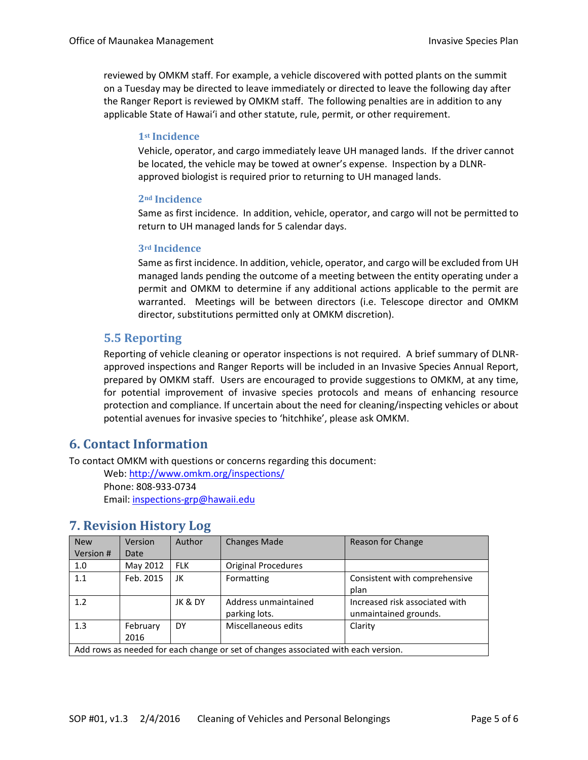reviewed by OMKM staff. For example, a vehicle discovered with potted plants on the summit on a Tuesday may be directed to leave immediately or directed to leave the following day after the Ranger Report is reviewed by OMKM staff. The following penalties are in addition to any applicable State of Hawaiʻi and other statute, rule, permit, or other requirement.

#### 1st Incidence

Vehicle, operator, and cargo immediately leave UH managed lands. If the driver cannot be located, the vehicle may be towed at owner's expense. Inspection by a DLNR-approved biologist is required prior to returning to UH managed lands.

#### 2nd Incidence

Same as first incidence. In addition, vehicle, operator, and cargo will not be permitted to return to UH managed lands for 5 calendar days.

#### 3rd Incidence

Same as first incidence. In addition, vehicle, operator, and cargo will be excluded from UH managed lands pending the outcome of a meeting between the entity operating under a permit and OMKM to determine if any additional actions applicable to the permit are warranted. Meetings will be between directors (i.e. Telescope director and OMKM director, substitutions permitted only at OMKM discretion).

### 5.5 Reporting

Reporting of vehicle cleaning or operator inspections is not required. A brief summary of DLNR-approved inspections and Ranger Reports will be included in an Invasive Species Annual Report, prepared by OMKM staff. Users are encouraged to provide suggestions to OMKM, at any time, for potential improvement of invasive species protocols and means of enhancing resource protection and compliance. If uncertain about the need for cleaning/inspecting vehicles or about potential avenues for invasive species to 'hitchhike', please ask OMKM.

## 6. Contact Information

To contact OMKM with questions or concerns regarding this document:

Web: http://www.omkm.org/inspections/
Phone: 808-933-0734
Email: inspections-grp@hawaii.edu

## 7. Revision History Log

| New Version # | Version Date | Author | Changes Made | Reason for Change |
|---|---|---|---|---|
| 1.0 | May 2012 | FLK | Original Procedures | |
| 1.1 | Feb. 2015 | JK | Formatting | Consistent with comprehensive plan |
| 1.2 | | JK & DY | Address unmaintained parking lots. | Increased risk associated with unmaintained grounds. |
| 1.3 | February 2016 | DY | Miscellaneous edits | Clarity |
| Add rows as needed for each change or set of changes associated with each version. | | | | |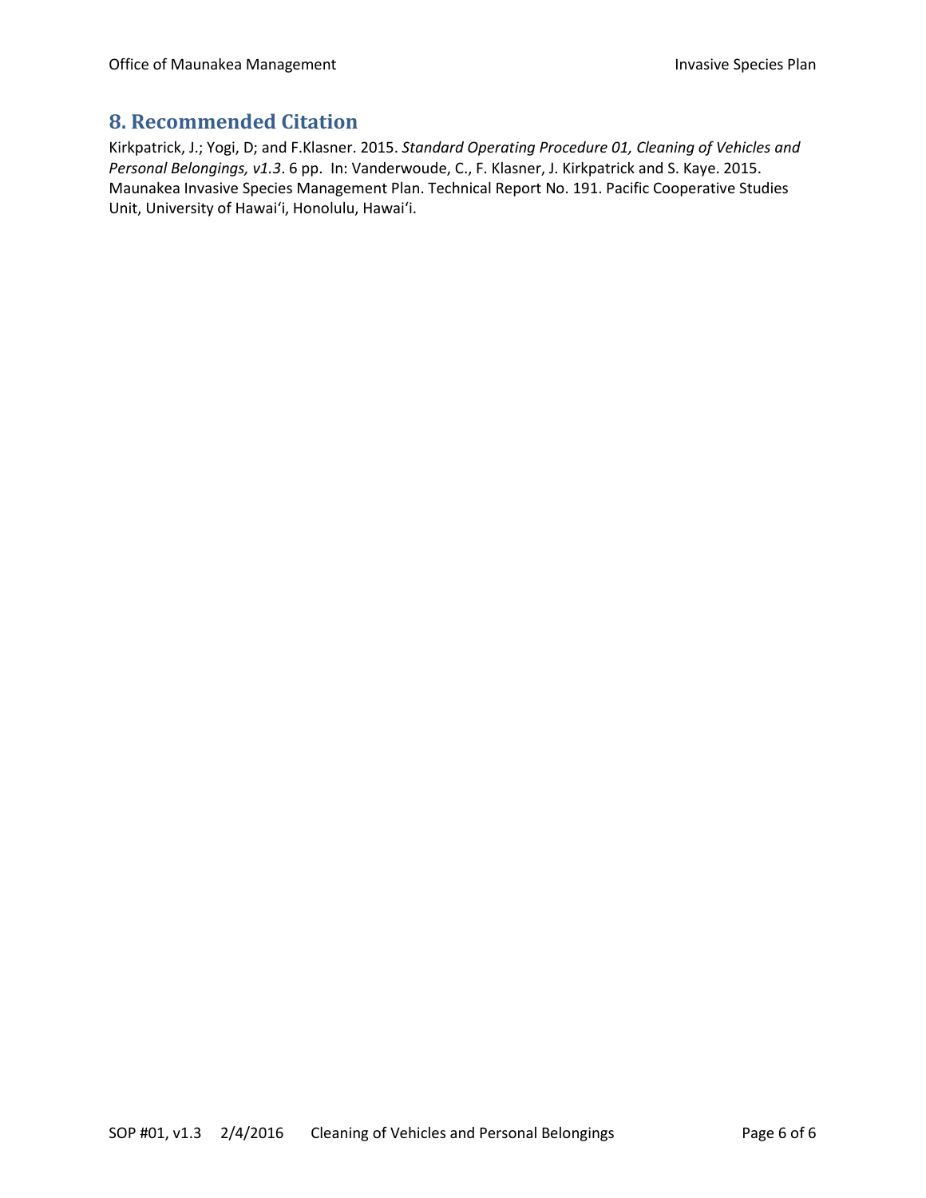## 8. Recommended Citation

Kirkpatrick, J.; Yogi, D; and F.Klasner. 2015. *Standard Operating Procedure 01, Cleaning of Vehicles and Personal Belongings, v1.3*. 6 pp. In: Vanderwoude, C., F. Klasner, J. Kirkpatrick and S. Kaye. 2015. Maunakea Invasive Species Management Plan. Technical Report No. 191. Pacific Cooperative Studies Unit, University of Hawaiʻi, Honolulu, Hawaiʻi.